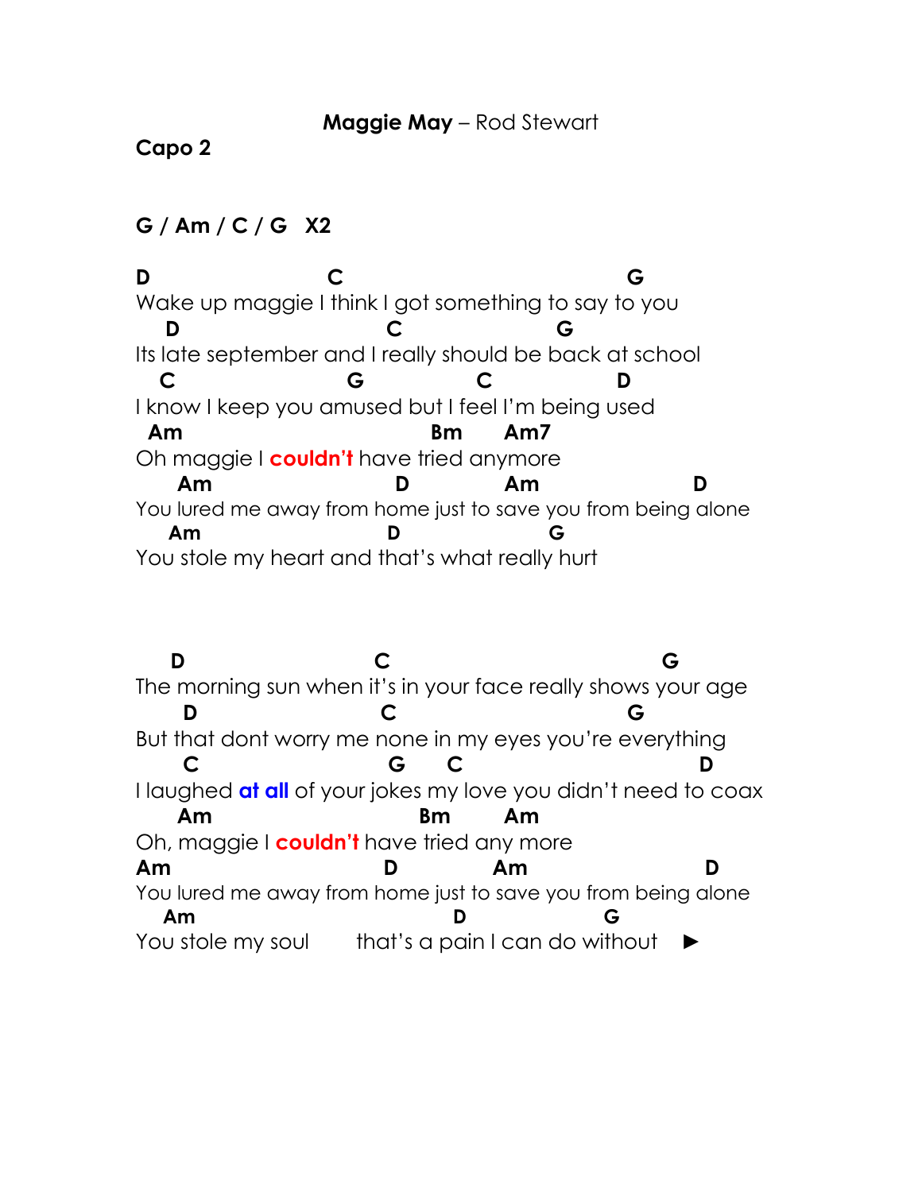**Maggie May** – Rod Stewart

**Capo 2**

**G / Am / C / G   X2**

```
D                   C                              G
Wake up maggie I think I got something to say to you
   D                    C                G
Its late september and I really should be back at school
  C                  G            C             D
I know I keep you amused but I feel I'm being used
 Am                              Bm      Am7
Oh maggie I couldn't have tried anymore
    Am                       D         Am                D
You lured me away from home just to save you from being alone
   Am                    D                G
You stole my heart and that's what really hurt
```

```
   D                    C                              G
The morning sun when it's in your face really shows your age
    D                    C                        G
But that dont worry me none in my eyes you're everything
    C                          G     C                       D
I laughed at all of your jokes my love you didn't need to coax
    Am                           Bm      Am
Oh, maggie I couldn't have tried any more
Am                          D         Am                 D
You lured me away from home just to save you from being alone
   Am                          D              G
You stole my soul       that's a pain I can do without    ►
```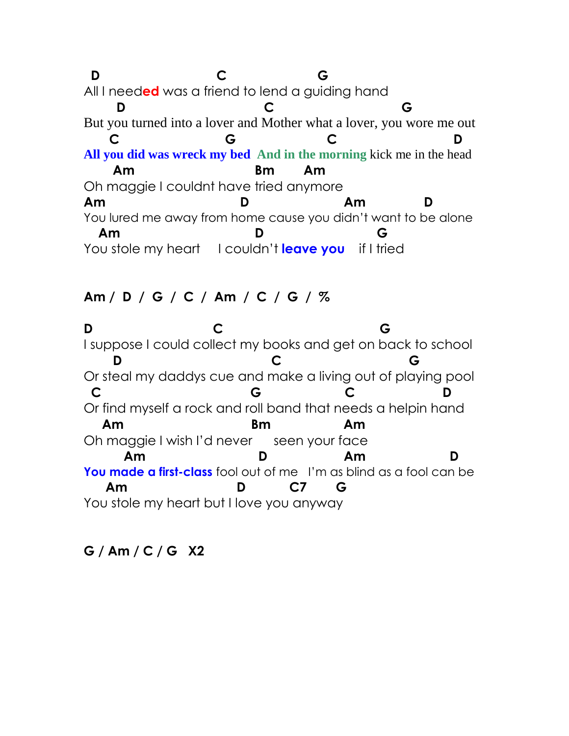```
 D                         C                  G
All I needed was a friend to lend a guiding hand
     D                                C                       G
But you turned into a lover and Mother what a lover, you wore me out
    C                      G                  C                   D
All you did was wreck my bed  And in the morning kick me in the head
     Am                       Bm      Am
Oh maggie I couldnt have tried anymore
Am                        D                 Am          D
You lured me away from home cause you didn't want to be alone
  Am                       D                  G
You stole my heart    I couldn't leave you    if I tried
```

**Am / D / G / C / Am / C / G / %**

```
D                      C                            G
I suppose I could collect my books and get on back to school
     D                           C                      G
Or steal my daddys cue and make a living out of playing pool
 C                          G              C                D
Or find myself a rock and roll band that needs a helpin hand
   Am                        Bm               Am
Oh maggie I wish I'd never      seen your face
      Am                     D              Am                  D
You made a first-class fool out of me   I'm as blind as a fool can be
    Am                      D        C7      G
You stole my heart but I love you anyway
```

**G / Am / C / G   X2**